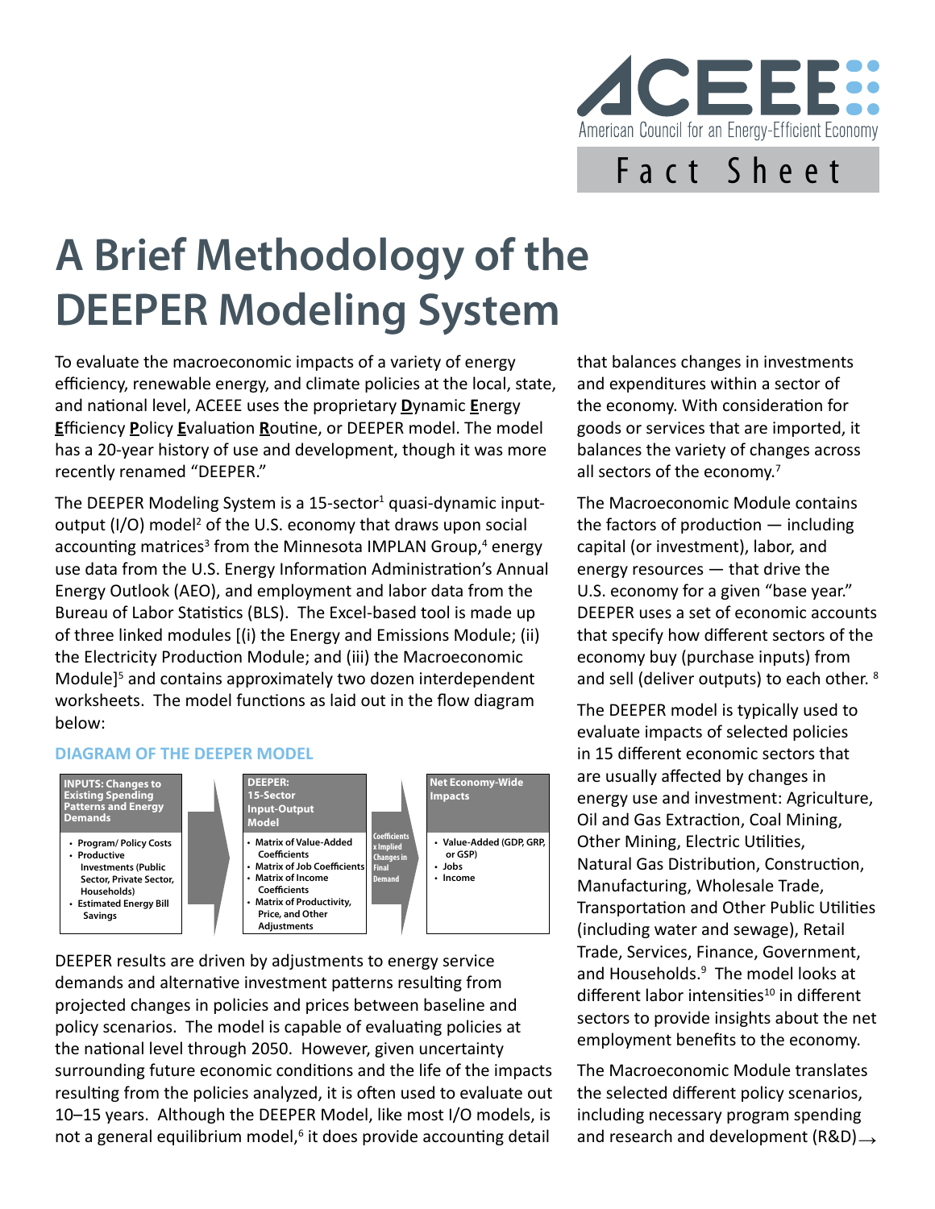ACEEE

American Council for an Energy-Efficient Economy

Fact Sheet

# A Brief Methodology of the DEEPER Modeling System

To evaluate the macroeconomic impacts of a variety of energy efficiency, renewable energy, and climate policies at the local, state, and national level, ACEEE uses the proprietary **D**ynamic **E**nergy **E**fficiency **P**olicy **E**valuation **R**outine, or DEEPER model. The model has a 20-year history of use and development, though it was more recently renamed "DEEPER."

The DEEPER Modeling System is a 15-sector[1] quasi-dynamic input-output (I/O) model[2] of the U.S. economy that draws upon social accounting matrices[3] from the Minnesota IMPLAN Group,[4] energy use data from the U.S. Energy Information Administration's Annual Energy Outlook (AEO), and employment and labor data from the Bureau of Labor Statistics (BLS). The Excel-based tool is made up of three linked modules [(i) the Energy and Emissions Module; (ii) the Electricity Production Module; and (iii) the Macroeconomic Module][5] and contains approximately two dozen interdependent worksheets. The model functions as laid out in the flow diagram below:

### DIAGRAM OF THE DEEPER MODEL

**INPUTS: Changes to Existing Spending Patterns and Energy Demands**
- Program/ Policy Costs
- Productive Investments (Public Sector, Private Sector, Households)
- Estimated Energy Bill Savings

**DEEPER: 15-Sector Input-Output Model**
- Matrix of Value-Added Coefficients
- Matrix of Job Coefficients
- Matrix of Income Coefficients
- Matrix of Productivity, Price, and Other Adjustments

**Coefficients x Implied Changes in Final Demand**

**Net Economy-Wide Impacts**
- Value-Added (GDP, GRP, or GSP)
- Jobs
- Income

DEEPER results are driven by adjustments to energy service demands and alternative investment patterns resulting from projected changes in policies and prices between baseline and policy scenarios. The model is capable of evaluating policies at the national level through 2050. However, given uncertainty surrounding future economic conditions and the life of the impacts resulting from the policies analyzed, it is often used to evaluate out 10–15 years. Although the DEEPER Model, like most I/O models, is not a general equilibrium model,[6] it does provide accounting detail that balances changes in investments and expenditures within a sector of the economy. With consideration for goods or services that are imported, it balances the variety of changes across all sectors of the economy.[7]

The Macroeconomic Module contains the factors of production — including capital (or investment), labor, and energy resources — that drive the U.S. economy for a given "base year." DEEPER uses a set of economic accounts that specify how different sectors of the economy buy (purchase inputs) from and sell (deliver outputs) to each other. [8]

The DEEPER model is typically used to evaluate impacts of selected policies in 15 different economic sectors that are usually affected by changes in energy use and investment: Agriculture, Oil and Gas Extraction, Coal Mining, Other Mining, Electric Utilities, Natural Gas Distribution, Construction, Manufacturing, Wholesale Trade, Transportation and Other Public Utilities (including water and sewage), Retail Trade, Services, Finance, Government, and Households.[9] The model looks at different labor intensities[10] in different sectors to provide insights about the net employment benefits to the economy.

The Macroeconomic Module translates the selected different policy scenarios, including necessary program spending and research and development (R&D)→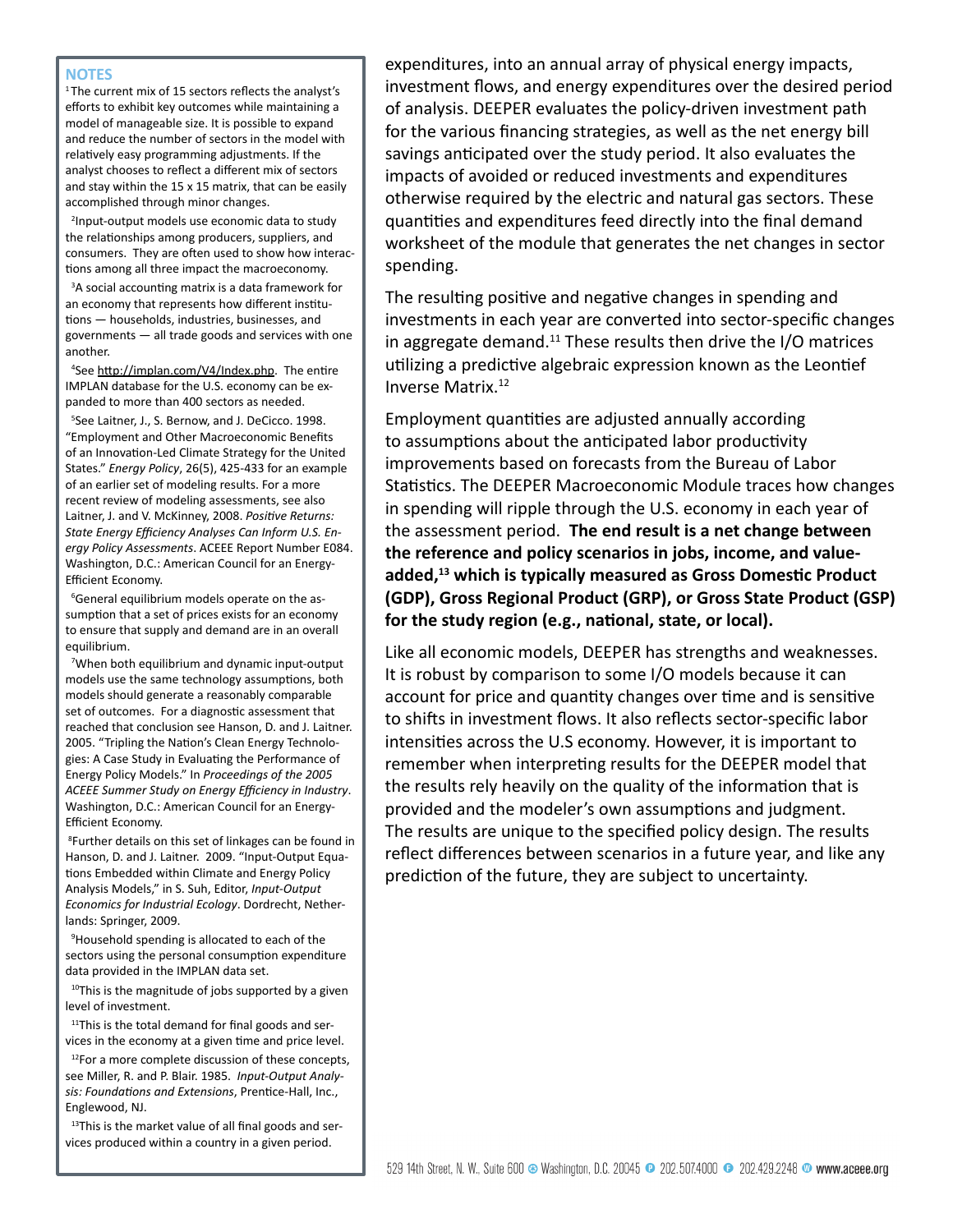expenditures, into an annual array of physical energy impacts, investment flows, and energy expenditures over the desired period of analysis. DEEPER evaluates the policy-driven investment path for the various financing strategies, as well as the net energy bill savings anticipated over the study period. It also evaluates the impacts of avoided or reduced investments and expenditures otherwise required by the electric and natural gas sectors. These quantities and expenditures feed directly into the final demand worksheet of the module that generates the net changes in sector spending.

The resulting positive and negative changes in spending and investments in each year are converted into sector-specific changes in aggregate demand.[11] These results then drive the I/O matrices utilizing a predictive algebraic expression known as the Leontief Inverse Matrix.[12]

Employment quantities are adjusted annually according to assumptions about the anticipated labor productivity improvements based on forecasts from the Bureau of Labor Statistics. The DEEPER Macroeconomic Module traces how changes in spending will ripple through the U.S. economy in each year of the assessment period. **The end result is a net change between the reference and policy scenarios in jobs, income, and value-added,[13] which is typically measured as Gross Domestic Product (GDP), Gross Regional Product (GRP), or Gross State Product (GSP) for the study region (e.g., national, state, or local).**

Like all economic models, DEEPER has strengths and weaknesses. It is robust by comparison to some I/O models because it can account for price and quantity changes over time and is sensitive to shifts in investment flows. It also reflects sector-specific labor intensities across the U.S economy. However, it is important to remember when interpreting results for the DEEPER model that the results rely heavily on the quality of the information that is provided and the modeler's own assumptions and judgment. The results are unique to the specified policy design. The results reflect differences between scenarios in a future year, and like any prediction of the future, they are subject to uncertainty.

## NOTES

[1] The current mix of 15 sectors reflects the analyst's efforts to exhibit key outcomes while maintaining a model of manageable size. It is possible to expand and reduce the number of sectors in the model with relatively easy programming adjustments. If the analyst chooses to reflect a different mix of sectors and stay within the 15 x 15 matrix, that can be easily accomplished through minor changes.

[2] Input-output models use economic data to study the relationships among producers, suppliers, and consumers. They are often used to show how interactions among all three impact the macroeconomy.

[3] A social accounting matrix is a data framework for an economy that represents how different institutions — households, industries, businesses, and governments — all trade goods and services with one another.

[4] See http://implan.com/V4/Index.php. The entire IMPLAN database for the U.S. economy can be expanded to more than 400 sectors as needed.

[5] See Laitner, J., S. Bernow, and J. DeCicco. 1998. "Employment and Other Macroeconomic Benefits of an Innovation-Led Climate Strategy for the United States." *Energy Policy*, 26(5), 425-433 for an example of an earlier set of modeling results. For a more recent review of modeling assessments, see also Laitner, J. and V. McKinney, 2008. *Positive Returns: State Energy Efficiency Analyses Can Inform U.S. Energy Policy Assessments*. ACEEE Report Number E084. Washington, D.C.: American Council for an Energy-Efficient Economy.

[6] General equilibrium models operate on the assumption that a set of prices exists for an economy to ensure that supply and demand are in an overall equilibrium.

[7] When both equilibrium and dynamic input-output models use the same technology assumptions, both models should generate a reasonably comparable set of outcomes. For a diagnostic assessment that reached that conclusion see Hanson, D. and J. Laitner. 2005. "Tripling the Nation's Clean Energy Technologies: A Case Study in Evaluating the Performance of Energy Policy Models." In *Proceedings of the 2005 ACEEE Summer Study on Energy Efficiency in Industry*. Washington, D.C.: American Council for an Energy-Efficient Economy.

[8] Further details on this set of linkages can be found in Hanson, D. and J. Laitner. 2009. "Input-Output Equations Embedded within Climate and Energy Policy Analysis Models," in S. Suh, Editor, *Input-Output Economics for Industrial Ecology*. Dordrecht, Netherlands: Springer, 2009.

[9] Household spending is allocated to each of the sectors using the personal consumption expenditure data provided in the IMPLAN data set.

[10] This is the magnitude of jobs supported by a given level of investment.

[11] This is the total demand for final goods and services in the economy at a given time and price level.

[12] For a more complete discussion of these concepts, see Miller, R. and P. Blair. 1985. *Input-Output Analysis: Foundations and Extensions*, Prentice-Hall, Inc., Englewood, NJ.

[13] This is the market value of all final goods and services produced within a country in a given period.